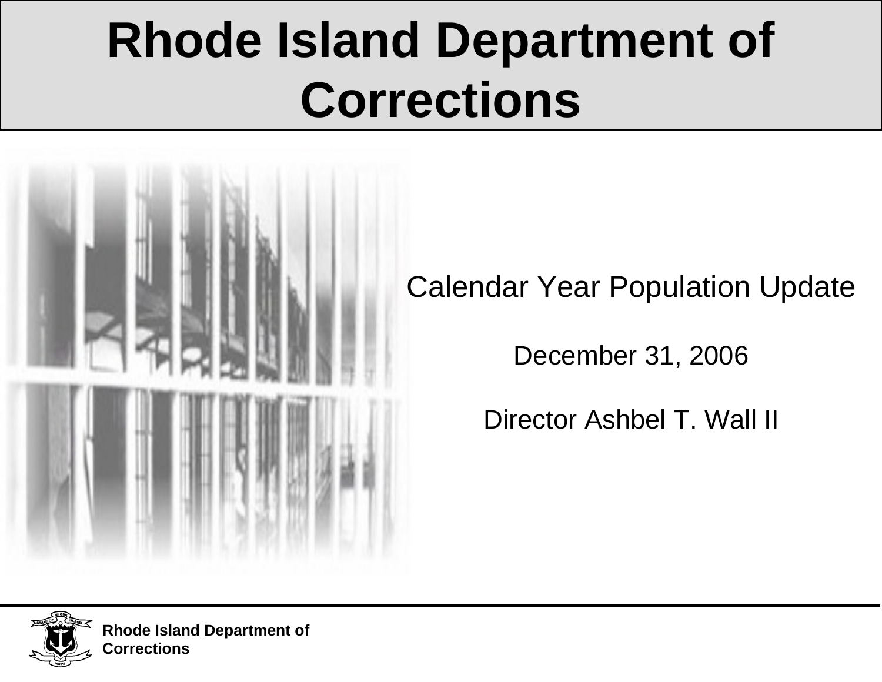# Rhode Island Department of Corrections

Calendar Year Population Update

December 31, 2006

Director Ashbel T. Wall II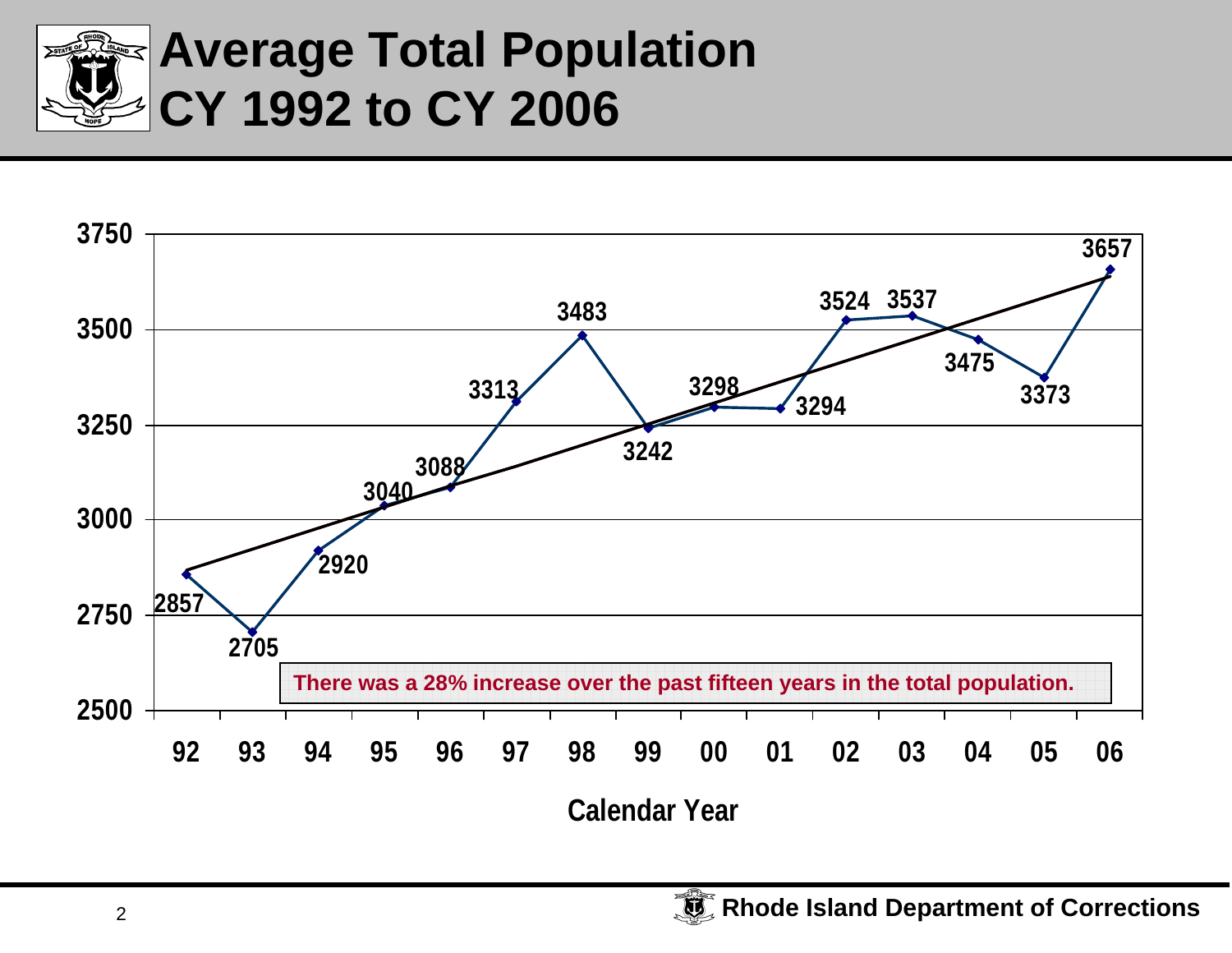# Average Total Population CY 1992 to CY 2006

| Calendar Year | Average Total Population |
|---|---|
| 92 | 2857 |
| 93 | 2705 |
| 94 | 2920 |
| 95 | 3040 |
| 96 | 3088 |
| 97 | 3313 |
| 98 | 3483 |
| 99 | 3242 |
| 00 | 3298 |
| 01 | 3294 |
| 02 | 3524 |
| 03 | 3537 |
| 04 | 3475 |
| 05 | 3373 |
| 06 | 3657 |

There was a 28% increase over the past fifteen years in the total population.

Rhode Island Department of Corrections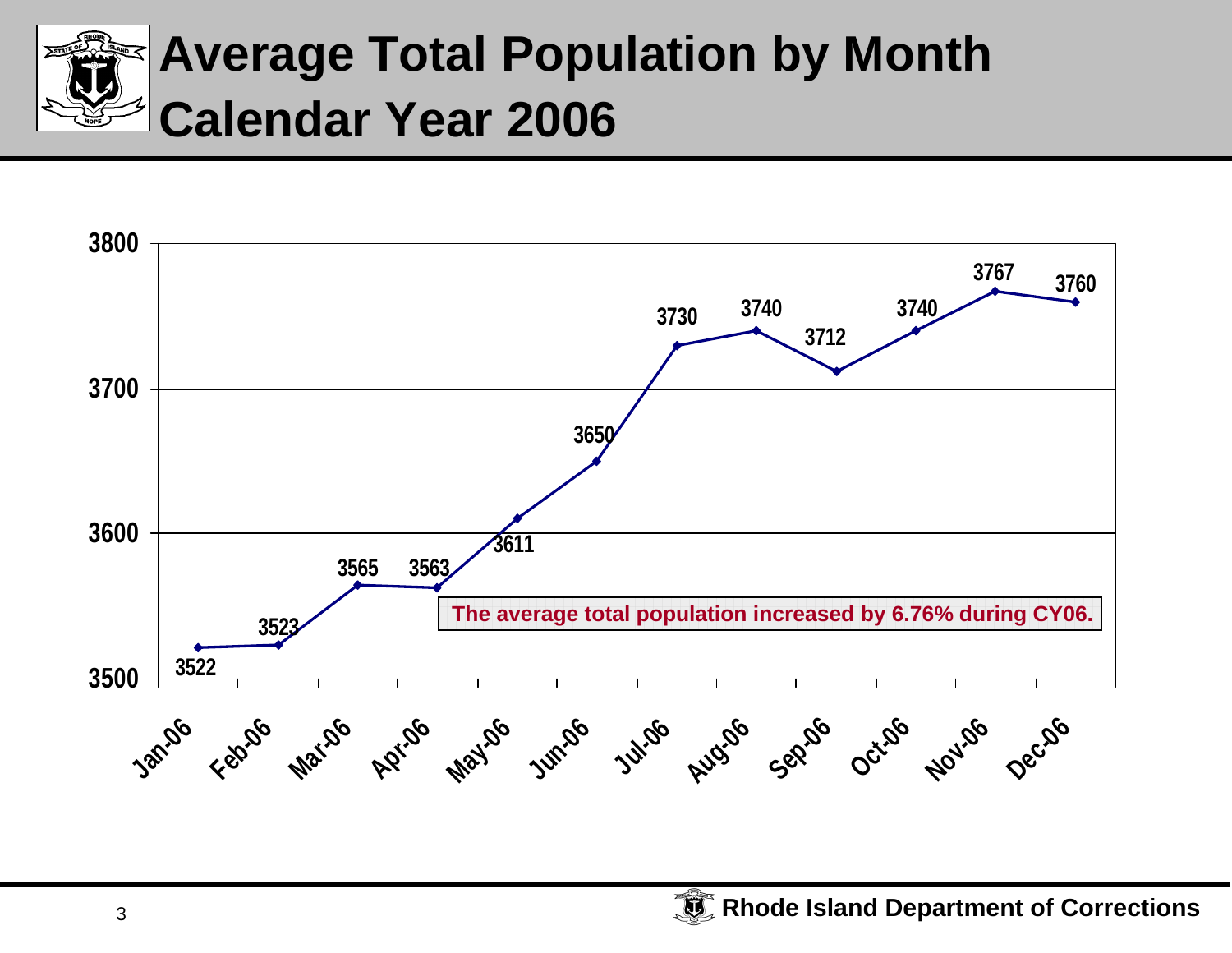# Average Total Population by Month Calendar Year 2006

| Month | Average Total Population |
| --- | --- |
| Jan-06 | 3522 |
| Feb-06 | 3523 |
| Mar-06 | 3565 |
| Apr-06 | 3563 |
| May-06 | 3611 |
| Jun-06 | 3650 |
| Jul-06 | 3730 |
| Aug-06 | 3740 |
| Sep-06 | 3712 |
| Oct-06 | 3740 |
| Nov-06 | 3767 |
| Dec-06 | 3760 |

**The average total population increased by 6.76% during CY06.**

Rhode Island Department of Corrections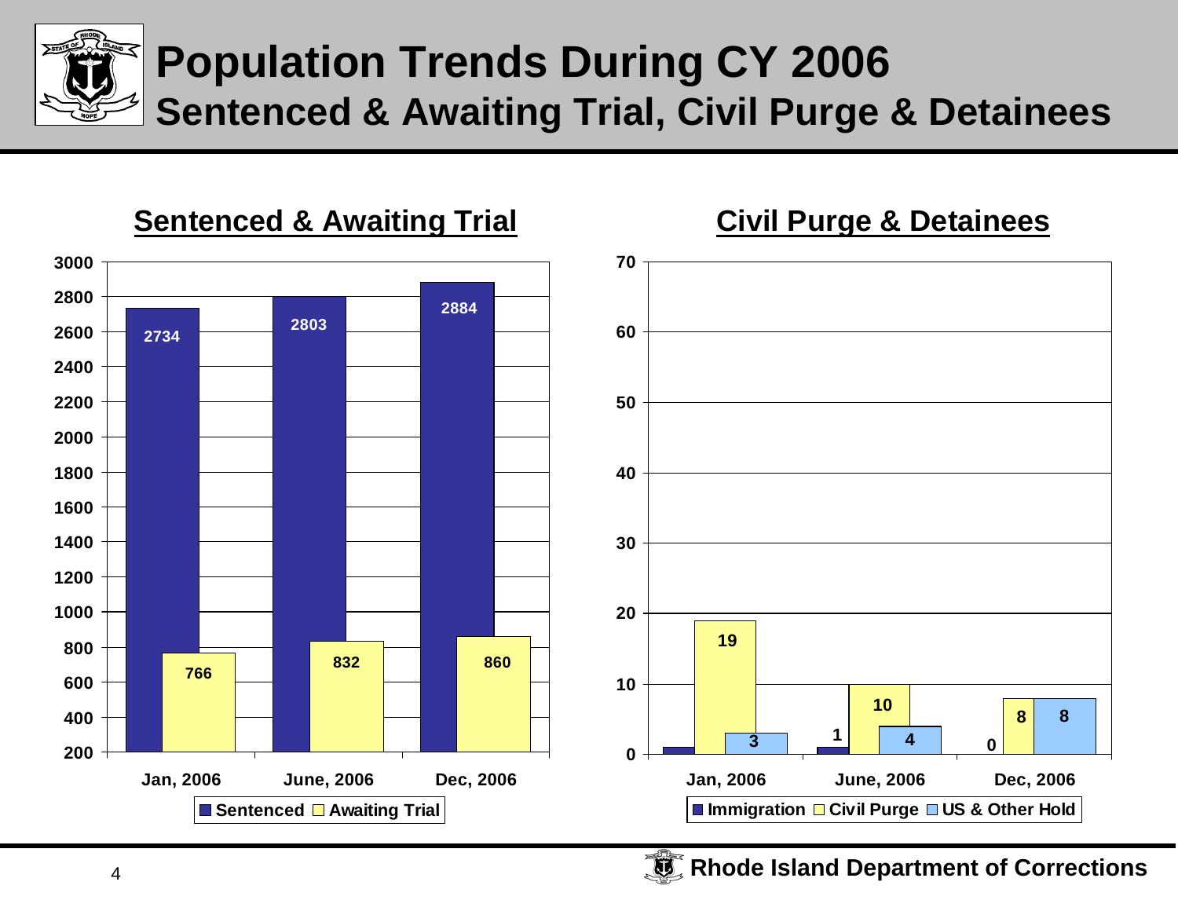# Population Trends During CY 2006

## Sentenced & Awaiting Trial, Civil Purge & Detainees

### Sentenced & Awaiting Trial

| | Jan, 2006 | June, 2006 | Dec, 2006 |
|---|---|---|---|
| Sentenced | 2734 | 2803 | 2884 |
| Awaiting Trial | 766 | 832 | 860 |

### Civil Purge & Detainees

| | Jan, 2006 | June, 2006 | Dec, 2006 |
|---|---|---|---|
| Immigration | | 1 | 0 |
| Civil Purge | 19 | 10 | 8 |
| US & Other Hold | 3 | 4 | 8 |

Rhode Island Department of Corrections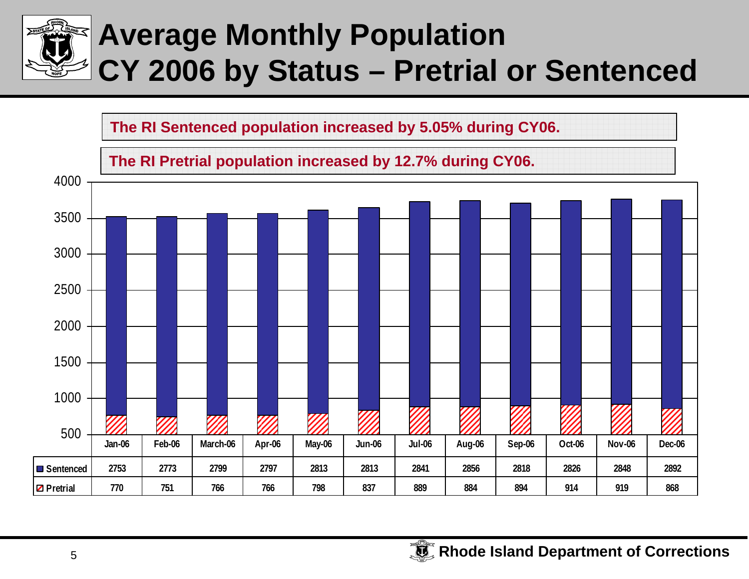# Average Monthly Population CY 2006 by Status – Pretrial or Sentenced

**The RI Sentenced population increased by 5.05% during CY06.**

**The RI Pretrial population increased by 12.7% during CY06.**

| | Jan-06 | Feb-06 | March-06 | Apr-06 | May-06 | Jun-06 | Jul-06 | Aug-06 | Sep-06 | Oct-06 | Nov-06 | Dec-06 |
|---|---|---|---|---|---|---|---|---|---|---|---|---|
| Sentenced | 2753 | 2773 | 2799 | 2797 | 2813 | 2813 | 2841 | 2856 | 2818 | 2826 | 2848 | 2892 |
| Pretrial | 770 | 751 | 766 | 766 | 798 | 837 | 889 | 884 | 894 | 914 | 919 | 868 |

Rhode Island Department of Corrections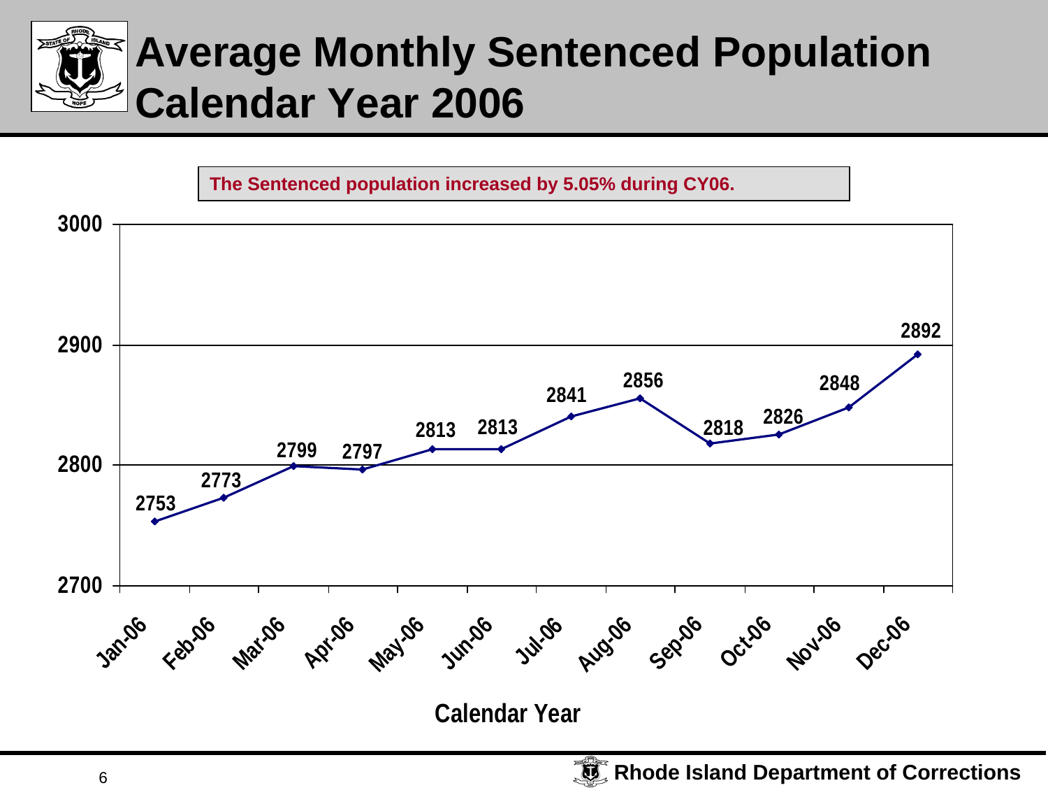# Average Monthly Sentenced Population Calendar Year 2006

The Sentenced population increased by 5.05% during CY06.

| Month | Sentenced Population |
|---|---|
| Jan-06 | 2753 |
| Feb-06 | 2773 |
| Mar-06 | 2799 |
| Apr-06 | 2797 |
| May-06 | 2813 |
| Jun-06 | 2813 |
| Jul-06 | 2841 |
| Aug-06 | 2856 |
| Sep-06 | 2818 |
| Oct-06 | 2826 |
| Nov-06 | 2848 |
| Dec-06 | 2892 |

Calendar Year

Rhode Island Department of Corrections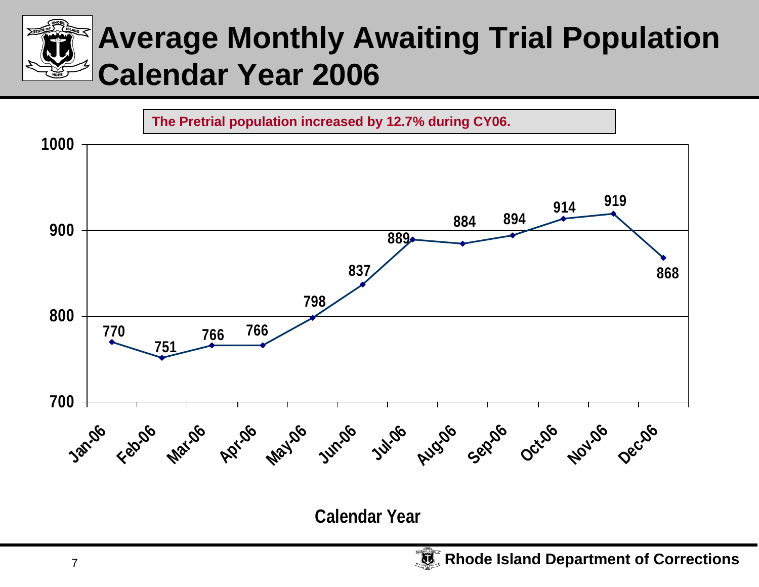# Average Monthly Awaiting Trial Population Calendar Year 2006

**The Pretrial population increased by 12.7% during CY06.**

| Month | Population |
|---|---|
| Jan-06 | 770 |
| Feb-06 | 751 |
| Mar-06 | 766 |
| Apr-06 | 766 |
| May-06 | 798 |
| Jun-06 | 837 |
| Jul-06 | 889 |
| Aug-06 | 884 |
| Sep-06 | 894 |
| Oct-06 | 914 |
| Nov-06 | 919 |
| Dec-06 | 868 |

Calendar Year

**Rhode Island Department of Corrections**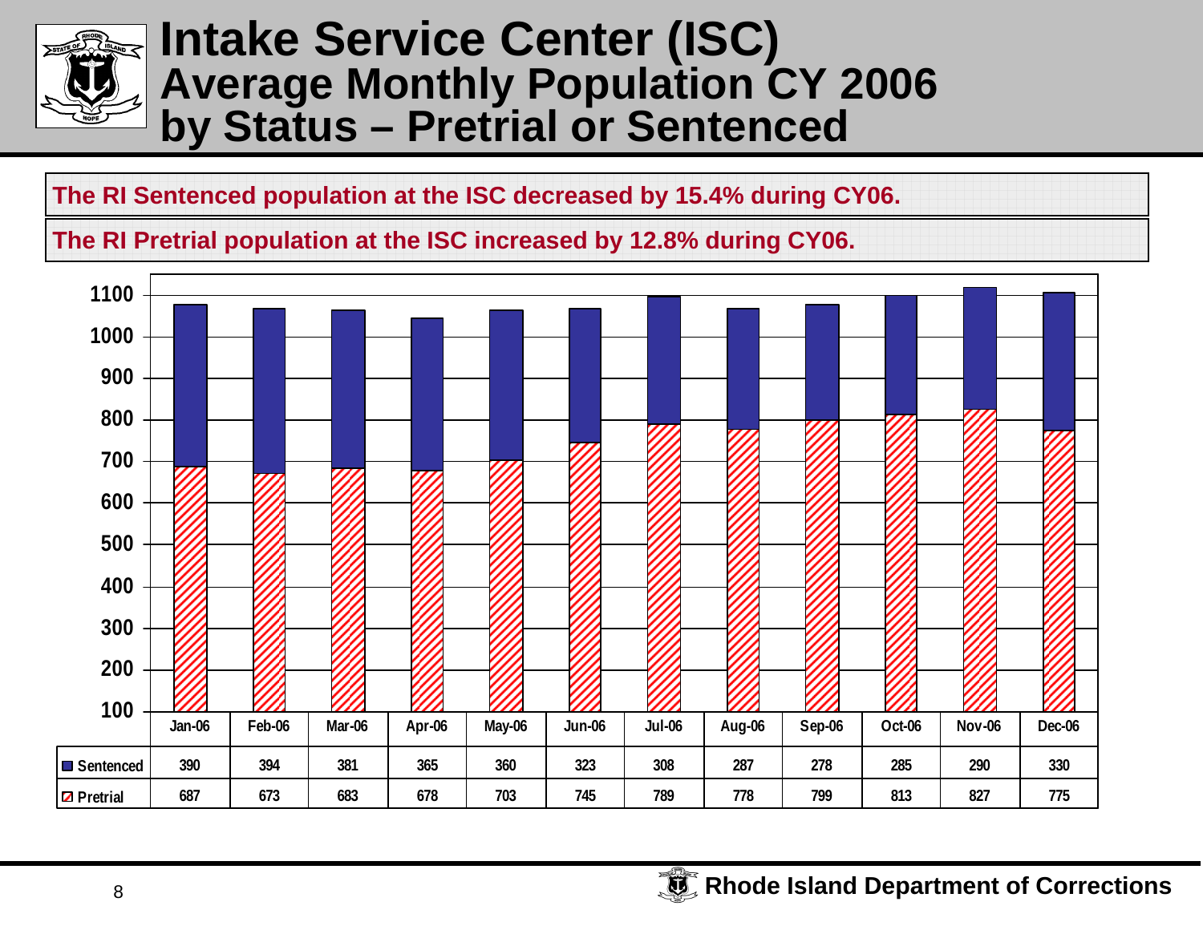# Intake Service Center (ISC) Average Monthly Population CY 2006 by Status – Pretrial or Sentenced

**The RI Sentenced population at the ISC decreased by 15.4% during CY06.**

**The RI Pretrial population at the ISC increased by 12.8% during CY06.**

| | Jan-06 | Feb-06 | Mar-06 | Apr-06 | May-06 | Jun-06 | Jul-06 | Aug-06 | Sep-06 | Oct-06 | Nov-06 | Dec-06 |
|---|---|---|---|---|---|---|---|---|---|---|---|---|
| Sentenced | 390 | 394 | 381 | 365 | 360 | 323 | 308 | 287 | 278 | 285 | 290 | 330 |
| Pretrial | 687 | 673 | 683 | 678 | 703 | 745 | 789 | 778 | 799 | 813 | 827 | 775 |

Rhode Island Department of Corrections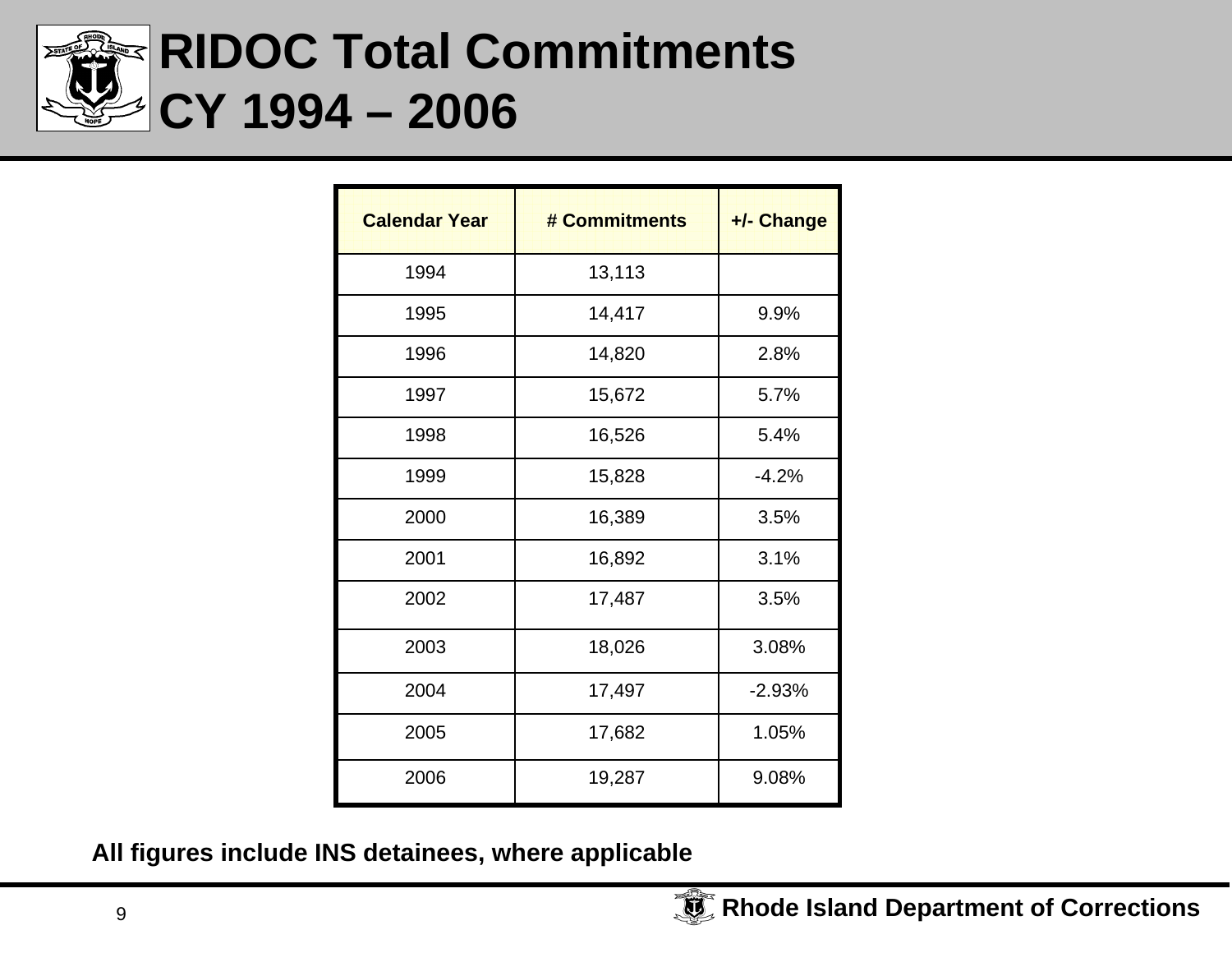# RIDOC Total Commitments CY 1994 – 2006

| Calendar Year | # Commitments | +/- Change |
|---|---|---|
| 1994 | 13,113 | |
| 1995 | 14,417 | 9.9% |
| 1996 | 14,820 | 2.8% |
| 1997 | 15,672 | 5.7% |
| 1998 | 16,526 | 5.4% |
| 1999 | 15,828 | -4.2% |
| 2000 | 16,389 | 3.5% |
| 2001 | 16,892 | 3.1% |
| 2002 | 17,487 | 3.5% |
| 2003 | 18,026 | 3.08% |
| 2004 | 17,497 | -2.93% |
| 2005 | 17,682 | 1.05% |
| 2006 | 19,287 | 9.08% |

**All figures include INS detainees, where applicable**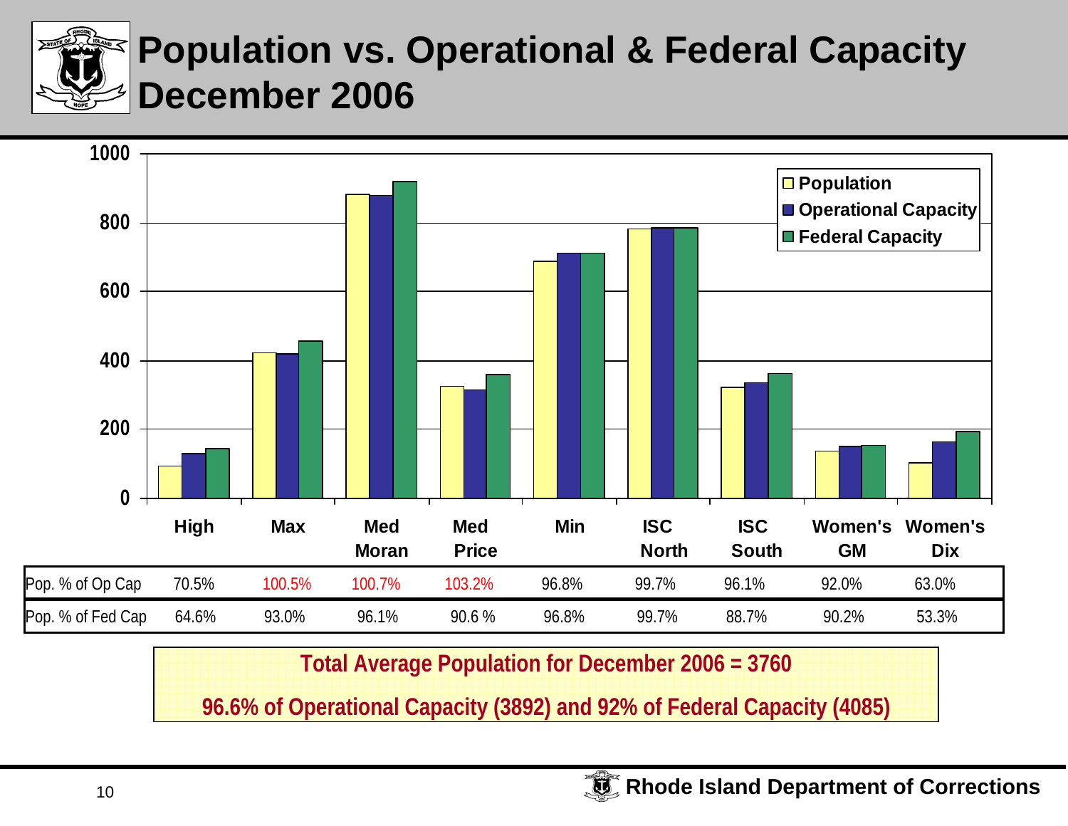# Population vs. Operational & Federal Capacity December 2006

| | High | Max | Med Moran | Med Price | Min | ISC North | ISC South | Women's GM | Women's Dix |
|---|---|---|---|---|---|---|---|---|---|
| Pop. % of Op Cap | 70.5% | 100.5% | 100.7% | 103.2% | 96.8% | 99.7% | 96.1% | 92.0% | 63.0% |
| Pop. % of Fed Cap | 64.6% | 93.0% | 96.1% | 90.6 % | 96.8% | 99.7% | 88.7% | 90.2% | 53.3% |

**Total Average Population for December 2006 = 3760**

**96.6% of Operational Capacity (3892) and 92% of Federal Capacity (4085)**

Rhode Island Department of Corrections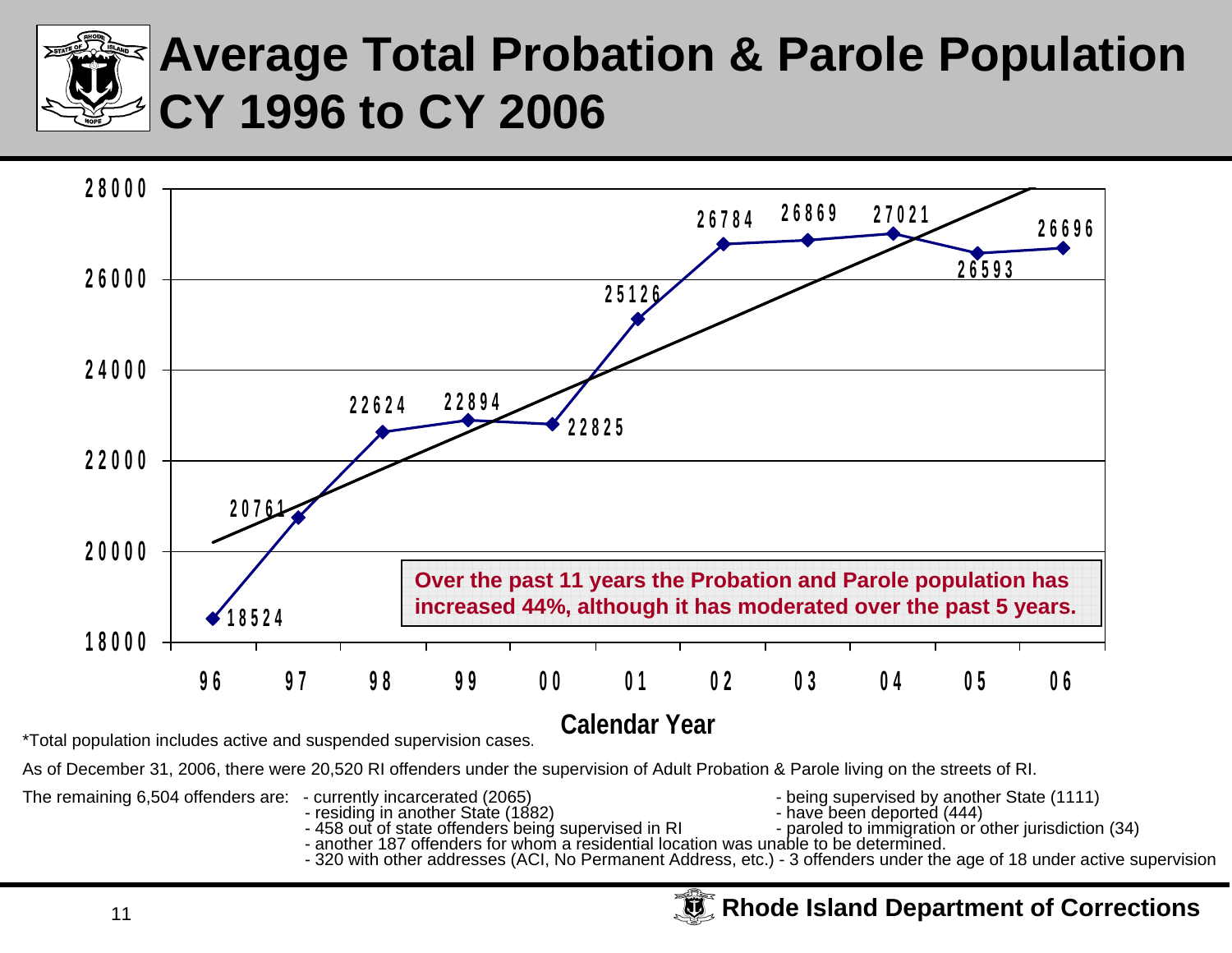# Average Total Probation & Parole Population CY 1996 to CY 2006

| Calendar Year | 96 | 97 | 98 | 99 | 00 | 01 | 02 | 03 | 04 | 05 | 06 |
|---|---|---|---|---|---|---|---|---|---|---|---|
| Population | 18524 | 20761 | 22624 | 22894 | 22825 | 25126 | 26784 | 26869 | 27021 | 26593 | 26696 |

**Over the past 11 years the Probation and Parole population has increased 44%, although it has moderated over the past 5 years.**

*Total population includes active and suspended supervision cases.

As of December 31, 2006, there were 20,520 RI offenders under the supervision of Adult Probation & Parole living on the streets of RI.

The remaining 6,504 offenders are:
- currently incarcerated (2065)
- residing in another State (1882)
- 458 out of state offenders being supervised in RI
- being supervised by another State (1111)
- have been deported (444)
- paroled to immigration or other jurisdiction (34)
- another 187 offenders for whom a residential location was unable to be determined.
- 320 with other addresses (ACI, No Permanent Address, etc.) - 3 offenders under the age of 18 under active supervision

**Rhode Island Department of Corrections**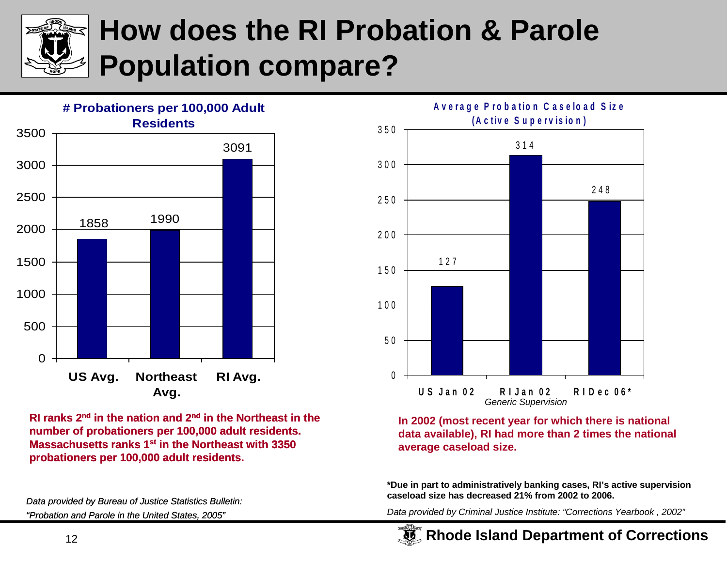# How does the RI Probation & Parole Population compare?

**# Probationers per 100,000 Adult Residents**

| | # Probationers per 100,000 Adult Residents |
|---|---|
| US Avg. | 1858 |
| Northeast Avg. | 1990 |
| RI Avg. | 3091 |

**RI ranks 2nd in the nation and 2nd in the Northeast in the number of probationers per 100,000 adult residents. Massachusetts ranks 1st in the Northeast with 3350 probationers per 100,000 adult residents.**

*Data provided by Bureau of Justice Statistics Bulletin: "Probation and Parole in the United States, 2005"*

**Average Probation Caseload Size (Active Supervision)**

| | Average Probation Caseload Size |
|---|---|
| US Jan 02 | 127 |
| RI Jan 02 | 314 |
| RI Dec 06* | 248 |

*Generic Supervision*

**In 2002 (most recent year for which there is national data available), RI had more than 2 times the national average caseload size.**

**\*Due in part to administratively banking cases, RI's active supervision caseload size has decreased 21% from 2002 to 2006.**

*Data provided by Criminal Justice Institute: "Corrections Yearbook , 2002"*

**Rhode Island Department of Corrections**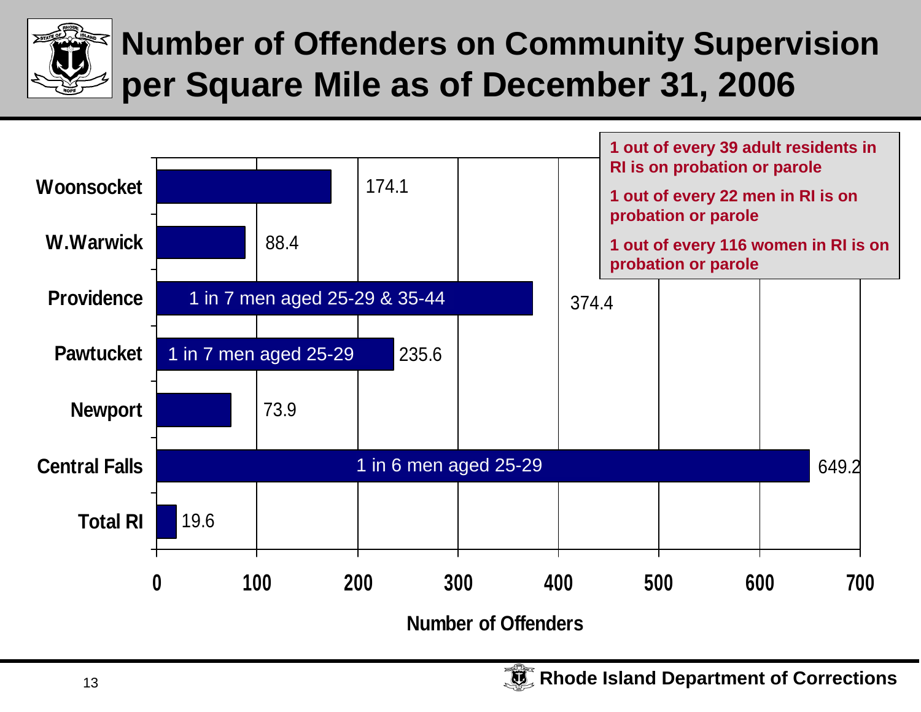# Number of Offenders on Community Supervision per Square Mile as of December 31, 2006

1 out of every 39 adult residents in RI is on probation or parole

1 out of every 22 men in RI is on probation or parole

1 out of every 116 women in RI is on probation or parole

| Location | Number of Offenders | Note |
|---|---|---|
| Woonsocket | 174.1 | |
| W.Warwick | 88.4 | |
| Providence | 374.4 | 1 in 7 men aged 25-29 & 35-44 |
| Pawtucket | 235.6 | 1 in 7 men aged 25-29 |
| Newport | 73.9 | |
| Central Falls | 649.2 | 1 in 6 men aged 25-29 |
| Total RI | 19.6 | |

Number of Offenders

Rhode Island Department of Corrections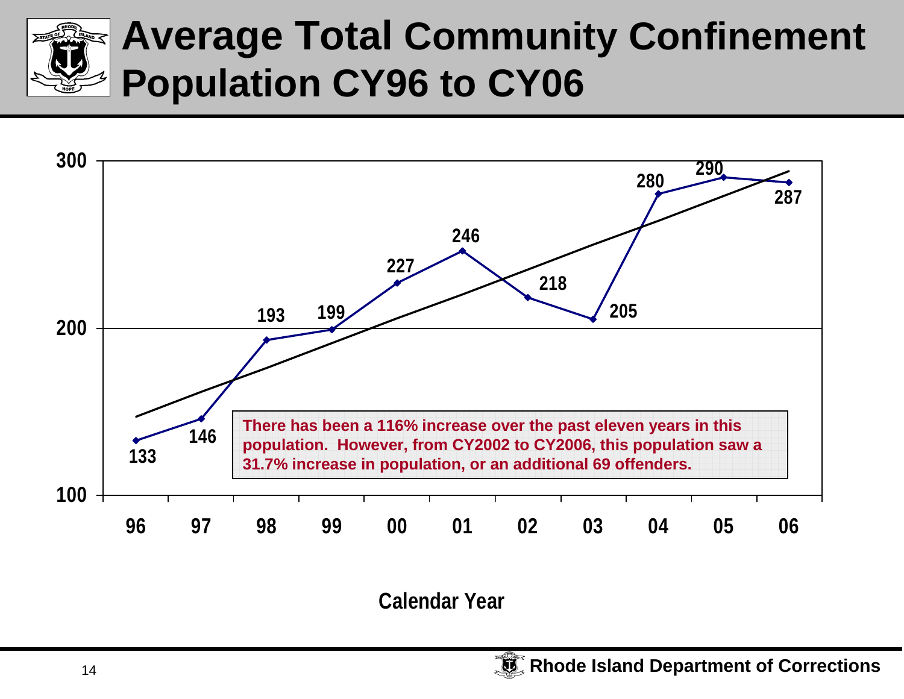# Average Total Community Confinement Population CY96 to CY06

| Calendar Year | Population |
|---|---|
| 96 | 133 |
| 97 | 146 |
| 98 | 193 |
| 99 | 199 |
| 00 | 227 |
| 01 | 246 |
| 02 | 218 |
| 03 | 205 |
| 04 | 280 |
| 05 | 290 |
| 06 | 287 |

There has been a 116% increase over the past eleven years in this population. However, from CY2002 to CY2006, this population saw a 31.7% increase in population, or an additional 69 offenders.

Calendar Year

**Rhode Island Department of Corrections**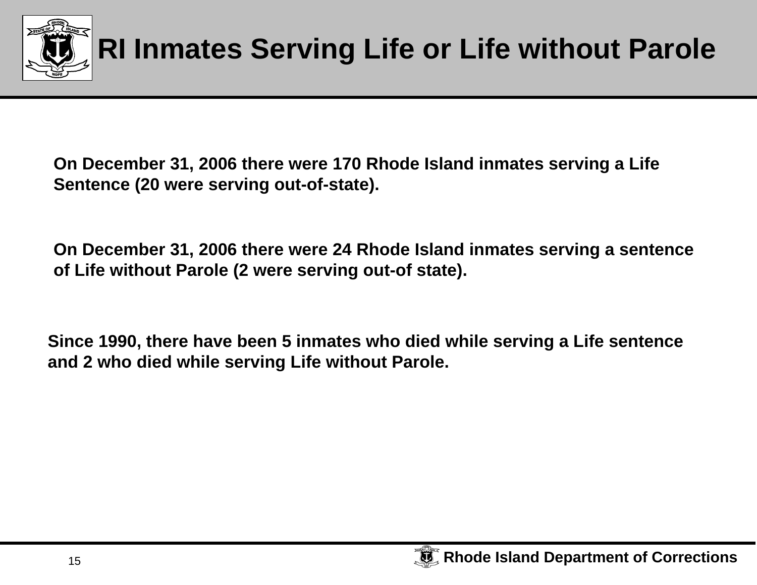# RI Inmates Serving Life or Life without Parole

**On December 31, 2006 there were 170 Rhode Island inmates serving a Life Sentence (20 were serving out-of-state).**

**On December 31, 2006 there were 24 Rhode Island inmates serving a sentence of Life without Parole (2 were serving out-of state).**

**Since 1990, there have been 5 inmates who died while serving a Life sentence and 2 who died while serving Life without Parole.**